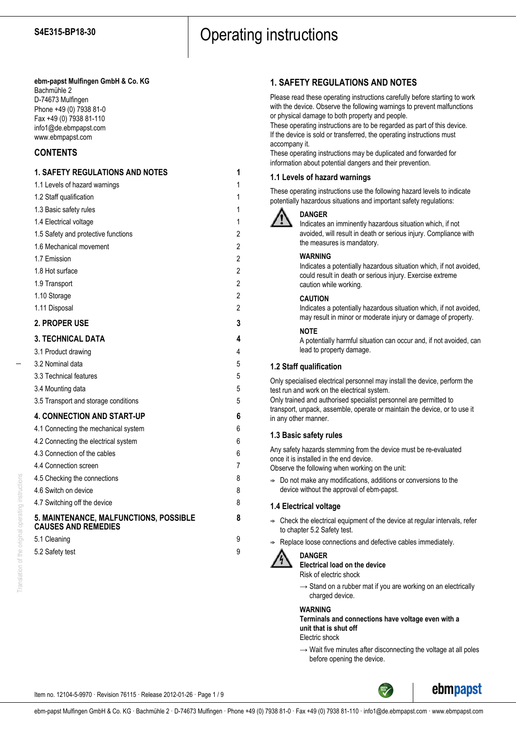**S4E315-BP18-30**

# Operating instructions

**ebm-papst Mulfingen GmbH & Co. KG**
Bachmühle 2
D-74673 Mulfingen
Phone +49 (0) 7938 81-0
Fax +49 (0) 7938 81-110
info1@de.ebmpapst.com
www.ebmpapst.com

## CONTENTS

| | |
|---|---|
| **1. SAFETY REGULATIONS AND NOTES** | **1** |
| 1.1 Levels of hazard warnings | 1 |
| 1.2 Staff qualification | 1 |
| 1.3 Basic safety rules | 1 |
| 1.4 Electrical voltage | 1 |
| 1.5 Safety and protective functions | 2 |
| 1.6 Mechanical movement | 2 |
| 1.7 Emission | 2 |
| 1.8 Hot surface | 2 |
| 1.9 Transport | 2 |
| 1.10 Storage | 2 |
| 1.11 Disposal | 2 |
| **2. PROPER USE** | **3** |
| **3. TECHNICAL DATA** | **4** |
| 3.1 Product drawing | 4 |
| 3.2 Nominal data | 5 |
| 3.3 Technical features | 5 |
| 3.4 Mounting data | 5 |
| 3.5 Transport and storage conditions | 5 |
| **4. CONNECTION AND START-UP** | **6** |
| 4.1 Connecting the mechanical system | 6 |
| 4.2 Connecting the electrical system | 6 |
| 4.3 Connection of the cables | 6 |
| 4.4 Connection screen | 7 |
| 4.5 Checking the connections | 8 |
| 4.6 Switch on device | 8 |
| 4.7 Switching off the device | 8 |
| **5. MAINTENANCE, MALFUNCTIONS, POSSIBLE CAUSES AND REMEDIES** | **8** |
| 5.1 Cleaning | 9 |
| 5.2 Safety test | 9 |

## 1. SAFETY REGULATIONS AND NOTES

Please read these operating instructions carefully before starting to work with the device. Observe the following warnings to prevent malfunctions or physical damage to both property and people.
These operating instructions are to be regarded as part of this device. If the device is sold or transferred, the operating instructions must accompany it.
These operating instructions may be duplicated and forwarded for information about potential dangers and their prevention.

### 1.1 Levels of hazard warnings

These operating instructions use the following hazard levels to indicate potentially hazardous situations and important safety regulations:

**DANGER**
Indicates an imminently hazardous situation which, if not avoided, will result in death or serious injury. Compliance with the measures is mandatory.

**WARNING**
Indicates a potentially hazardous situation which, if not avoided, could result in death or serious injury. Exercise extreme caution while working.

**CAUTION**
Indicates a potentially hazardous situation which, if not avoided, may result in minor or moderate injury or damage of property.

**NOTE**
A potentially harmful situation can occur and, if not avoided, can lead to property damage.

### 1.2 Staff qualification

Only specialised electrical personnel may install the device, perform the test run and work on the electrical system.
Only trained and authorised specialist personnel are permitted to transport, unpack, assemble, operate or maintain the device, or to use it in any other manner.

### 1.3 Basic safety rules

Any safety hazards stemming from the device must be re-evaluated once it is installed in the end device.
Observe the following when working on the unit:

⇨ Do not make any modifications, additions or conversions to the device without the approval of ebm-papst.

### 1.4 Electrical voltage

⇨ Check the electrical equipment of the device at regular intervals, refer to chapter 5.2 Safety test.

⇨ Replace loose connections and defective cables immediately.

**DANGER**
**Electrical load on the device**
Risk of electric shock

→ Stand on a rubber mat if you are working on an electrically charged device.

**WARNING**
**Terminals and connections have voltage even with a unit that is shut off**
Electric shock

→ Wait five minutes after disconnecting the voltage at all poles before opening the device.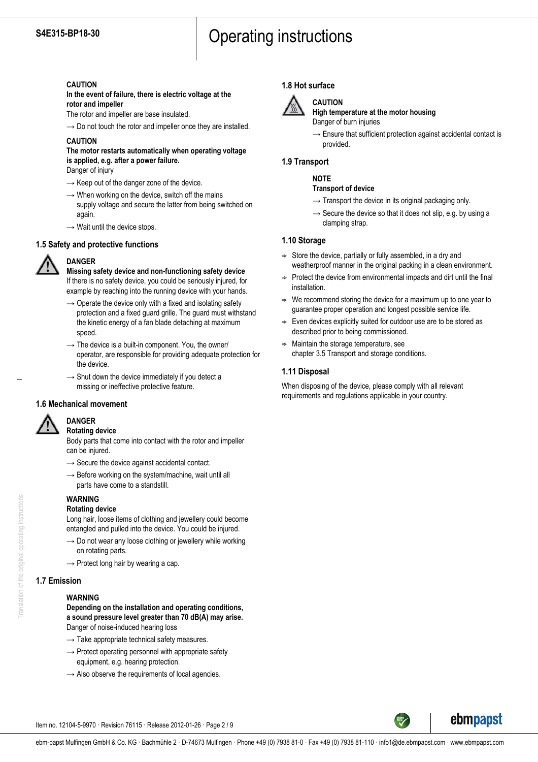**CAUTION**
**In the event of failure, there is electric voltage at the rotor and impeller**
The rotor and impeller are base insulated.

→ Do not touch the rotor and impeller once they are installed.

**CAUTION**
**The motor restarts automatically when operating voltage is applied, e.g. after a power failure.**
Danger of injury

→ Keep out of the danger zone of the device.

→ When working on the device, switch off the mains supply voltage and secure the latter from being switched on again.

→ Wait until the device stops.

## 1.5 Safety and protective functions

**DANGER**
**Missing safety device and non-functioning safety device**
If there is no safety device, you could be seriously injured, for example by reaching into the running device with your hands.

→ Operate the device only with a fixed and isolating safety protection and a fixed guard grille. The guard must withstand the kinetic energy of a fan blade detaching at maximum speed.

→ The device is a built-in component. You, the owner/operator, are responsible for providing adequate protection for the device.

→ Shut down the device immediately if you detect a missing or ineffective protective feature.

## 1.6 Mechanical movement

**DANGER**
**Rotating device**
Body parts that come into contact with the rotor and impeller can be injured.

→ Secure the device against accidental contact.

→ Before working on the system/machine, wait until all parts have come to a standstill.

**WARNING**
**Rotating device**
Long hair, loose items of clothing and jewellery could become entangled and pulled into the device. You could be injured.

→ Do not wear any loose clothing or jewellery while working on rotating parts.

→ Protect long hair by wearing a cap.

## 1.7 Emission

**WARNING**
**Depending on the installation and operating conditions, a sound pressure level greater than 70 dB(A) may arise.**
Danger of noise-induced hearing loss

→ Take appropriate technical safety measures.

→ Protect operating personnel with appropriate safety equipment, e.g. hearing protection.

→ Also observe the requirements of local agencies.

## 1.8 Hot surface

**CAUTION**
**High temperature at the motor housing**
Danger of burn injuries

→ Ensure that sufficient protection against accidental contact is provided.

## 1.9 Transport

**NOTE**
**Transport of device**

→ Transport the device in its original packaging only.

→ Secure the device so that it does not slip, e.g. by using a clamping strap.

## 1.10 Storage

- Store the device, partially or fully assembled, in a dry and weatherproof manner in the original packing in a clean environment.
- Protect the device from environmental impacts and dirt until the final installation.
- We recommend storing the device for a maximum up to one year to guarantee proper operation and longest possible service life.
- Even devices explicitly suited for outdoor use are to be stored as described prior to being commissioned.
- Maintain the storage temperature, see chapter 3.5 Transport and storage conditions.

## 1.11 Disposal

When disposing of the device, please comply with all relevant requirements and regulations applicable in your country.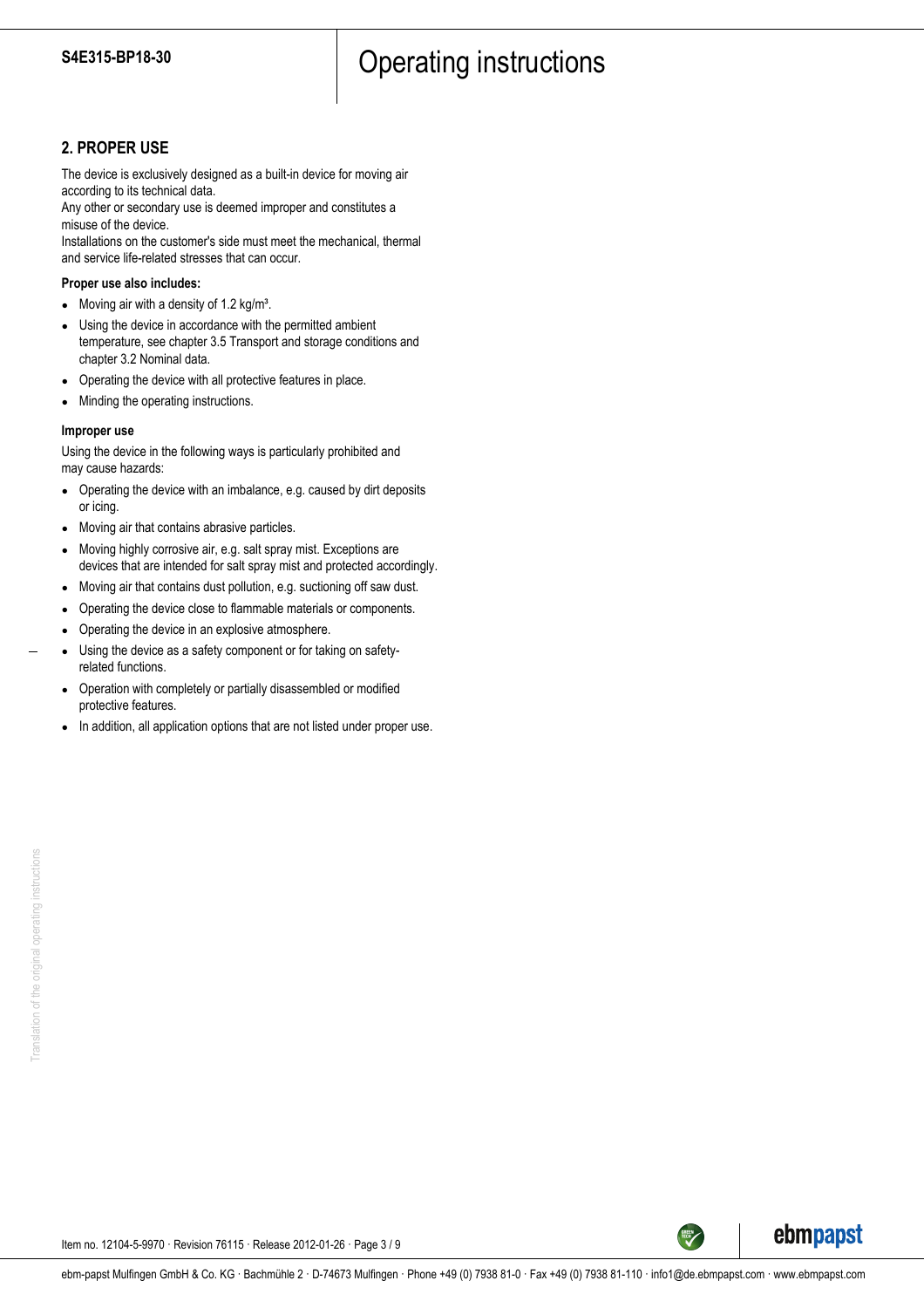## 2. PROPER USE

The device is exclusively designed as a built-in device for moving air according to its technical data.
Any other or secondary use is deemed improper and constitutes a misuse of the device.
Installations on the customer's side must meet the mechanical, thermal and service life-related stresses that can occur.

**Proper use also includes:**

- Moving air with a density of 1.2 kg/m³.
- Using the device in accordance with the permitted ambient temperature, see chapter 3.5 Transport and storage conditions and chapter 3.2 Nominal data.
- Operating the device with all protective features in place.
- Minding the operating instructions.

**Improper use**

Using the device in the following ways is particularly prohibited and may cause hazards:

- Operating the device with an imbalance, e.g. caused by dirt deposits or icing.
- Moving air that contains abrasive particles.
- Moving highly corrosive air, e.g. salt spray mist. Exceptions are devices that are intended for salt spray mist and protected accordingly.
- Moving air that contains dust pollution, e.g. suctioning off saw dust.
- Operating the device close to flammable materials or components.
- Operating the device in an explosive atmosphere.
- Using the device as a safety component or for taking on safety-related functions.
- Operation with completely or partially disassembled or modified protective features.
- In addition, all application options that are not listed under proper use.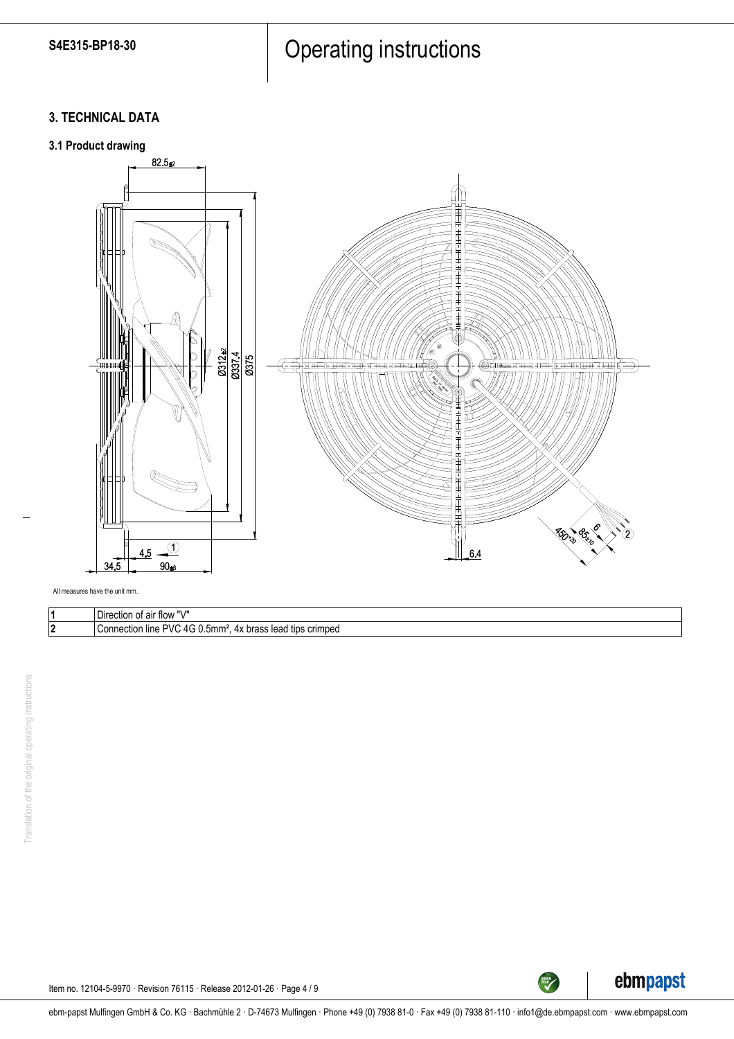## 3. TECHNICAL DATA

### 3.1 Product drawing

All measures have the unit mm.

| | |
|---|---|
| 1 | Direction of air flow "V" |
| 2 | Connection line PVC 4G 0.5mm², 4x brass lead tips crimped |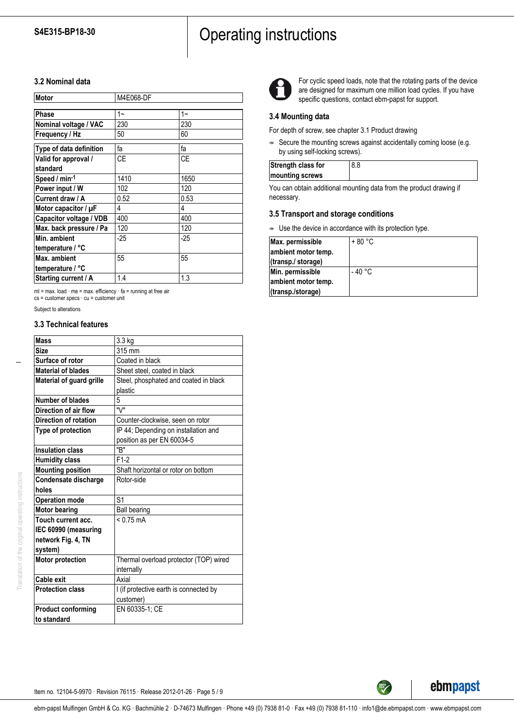### 3.2 Nominal data

| Motor | M4E068-DF | |
|---|---|---|
| Phase | 1~ | 1~ |
| Nominal voltage / VAC | 230 | 230 |
| Frequency / Hz | 50 | 60 |
| Type of data definition | fa | fa |
| Valid for approval / standard | CE | CE |
| Speed / min-1 | 1410 | 1650 |
| Power input / W | 102 | 120 |
| Current draw / A | 0.52 | 0.53 |
| Motor capacitor / µF | 4 | 4 |
| Capacitor voltage / VDB | 400 | 400 |
| Max. back pressure / Pa | 120 | 120 |
| Min. ambient temperature / °C | -25 | -25 |
| Max. ambient temperature / °C | 55 | 55 |
| Starting current / A | 1.4 | 1.3 |

ml = max. load · me = max. efficiency · fa = running at free air
cs = customer specs · cu = customer unit

Subject to alterations

### 3.3 Technical features

| | |
|---|---|
| **Mass** | 3.3 kg |
| **Size** | 315 mm |
| **Surface of rotor** | Coated in black |
| **Material of blades** | Sheet steel, coated in black |
| **Material of guard grille** | Steel, phosphated and coated in black plastic |
| **Number of blades** | 5 |
| **Direction of air flow** | "V" |
| **Direction of rotation** | Counter-clockwise, seen on rotor |
| **Type of protection** | IP 44; Depending on installation and position as per EN 60034-5 |
| **Insulation class** | "B" |
| **Humidity class** | F1-2 |
| **Mounting position** | Shaft horizontal or rotor on bottom |
| **Condensate discharge holes** | Rotor-side |
| **Operation mode** | S1 |
| **Motor bearing** | Ball bearing |
| **Touch current acc. IEC 60990 (measuring network Fig. 4, TN system)** | < 0.75 mA |
| **Motor protection** | Thermal overload protector (TOP) wired internally |
| **Cable exit** | Axial |
| **Protection class** | I (if protective earth is connected by customer) |
| **Product conforming to standard** | EN 60335-1; CE |

For cyclic speed loads, note that the rotating parts of the device are designed for maximum one million load cycles. If you have specific questions, contact ebm-papst for support.

### 3.4 Mounting data

For depth of screw, see chapter 3.1 Product drawing

⇒ Secure the mounting screws against accidentally coming loose (e.g. by using self-locking screws).

| | |
|---|---|
| **Strength class for mounting screws** | 8.8 |

You can obtain additional mounting data from the product drawing if necessary.

### 3.5 Transport and storage conditions

⇒ Use the device in accordance with its protection type.

| | |
|---|---|
| **Max. permissible ambient motor temp. (transp./ storage)** | + 80 °C |
| **Min. permissible ambient motor temp. (transp./storage)** | - 40 °C |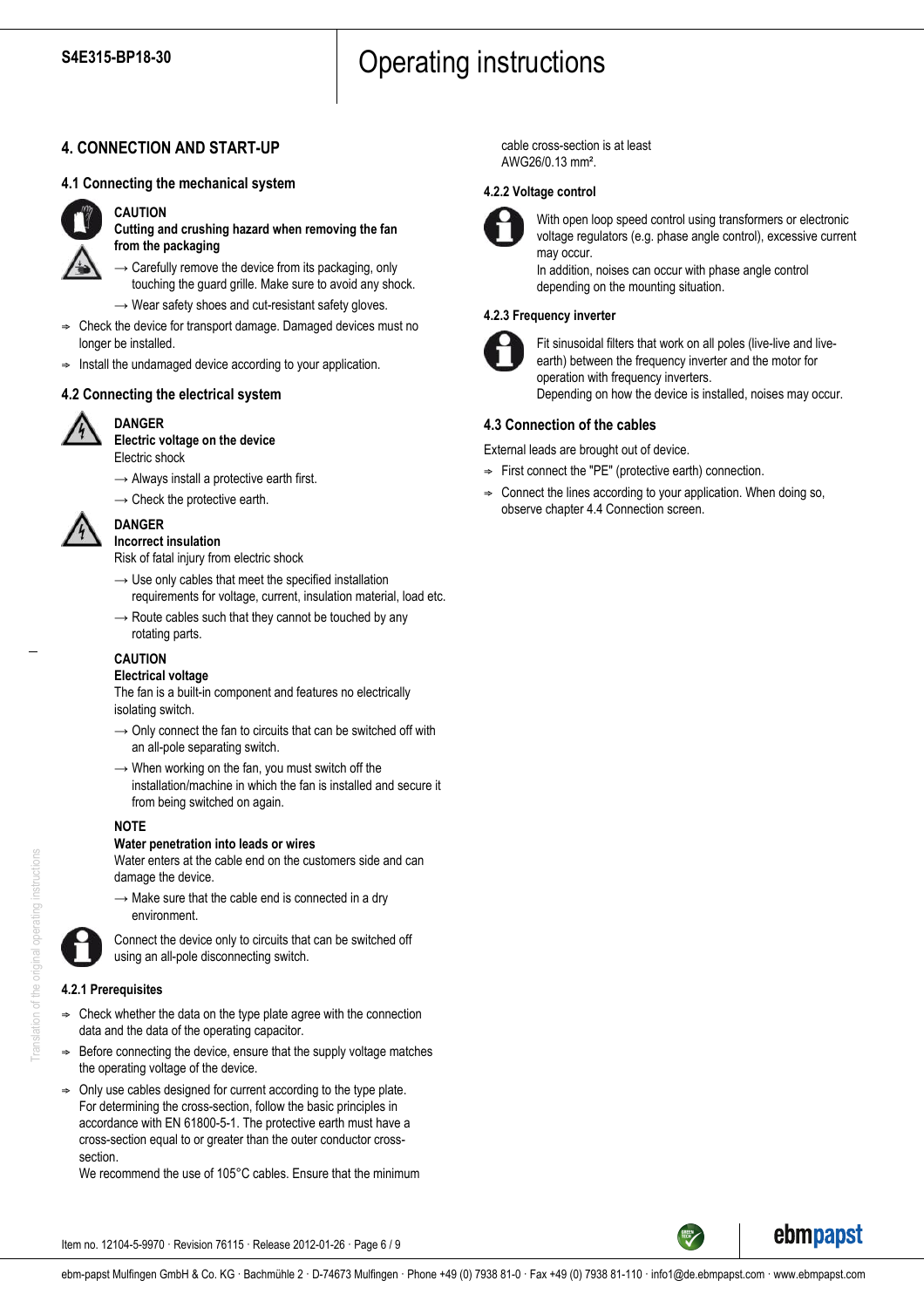## 4. CONNECTION AND START-UP

### 4.1 Connecting the mechanical system

**CAUTION**
**Cutting and crushing hazard when removing the fan from the packaging**

→ Carefully remove the device from its packaging, only touching the guard grille. Make sure to avoid any shock.

→ Wear safety shoes and cut-resistant safety gloves.

- Check the device for transport damage. Damaged devices must no longer be installed.
- Install the undamaged device according to your application.

### 4.2 Connecting the electrical system

**DANGER**
**Electric voltage on the device**
Electric shock

→ Always install a protective earth first.

→ Check the protective earth.

**DANGER**
**Incorrect insulation**
Risk of fatal injury from electric shock

→ Use only cables that meet the specified installation requirements for voltage, current, insulation material, load etc.

→ Route cables such that they cannot be touched by any rotating parts.

**CAUTION**
**Electrical voltage**
The fan is a built-in component and features no electrically isolating switch.

→ Only connect the fan to circuits that can be switched off with an all-pole separating switch.

→ When working on the fan, you must switch off the installation/machine in which the fan is installed and secure it from being switched on again.

**NOTE**
**Water penetration into leads or wires**
Water enters at the cable end on the customers side and can damage the device.

→ Make sure that the cable end is connected in a dry environment.

Connect the device only to circuits that can be switched off using an all-pole disconnecting switch.

#### 4.2.1 Prerequisites

- Check whether the data on the type plate agree with the connection data and the data of the operating capacitor.
- Before connecting the device, ensure that the supply voltage matches the operating voltage of the device.
- Only use cables designed for current according to the type plate. For determining the cross-section, follow the basic principles in accordance with EN 61800-5-1. The protective earth must have a cross-section equal to or greater than the outer conductor cross-section.
  We recommend the use of 105°C cables. Ensure that the minimum cable cross-section is at least AWG26/0.13 mm².

#### 4.2.2 Voltage control

With open loop speed control using transformers or electronic voltage regulators (e.g. phase angle control), excessive current may occur.
In addition, noises can occur with phase angle control depending on the mounting situation.

#### 4.2.3 Frequency inverter

Fit sinusoidal filters that work on all poles (live-live and live-earth) between the frequency inverter and the motor for operation with frequency inverters.
Depending on how the device is installed, noises may occur.

### 4.3 Connection of the cables

External leads are brought out of device.

- First connect the "PE" (protective earth) connection.
- Connect the lines according to your application. When doing so, observe chapter 4.4 Connection screen.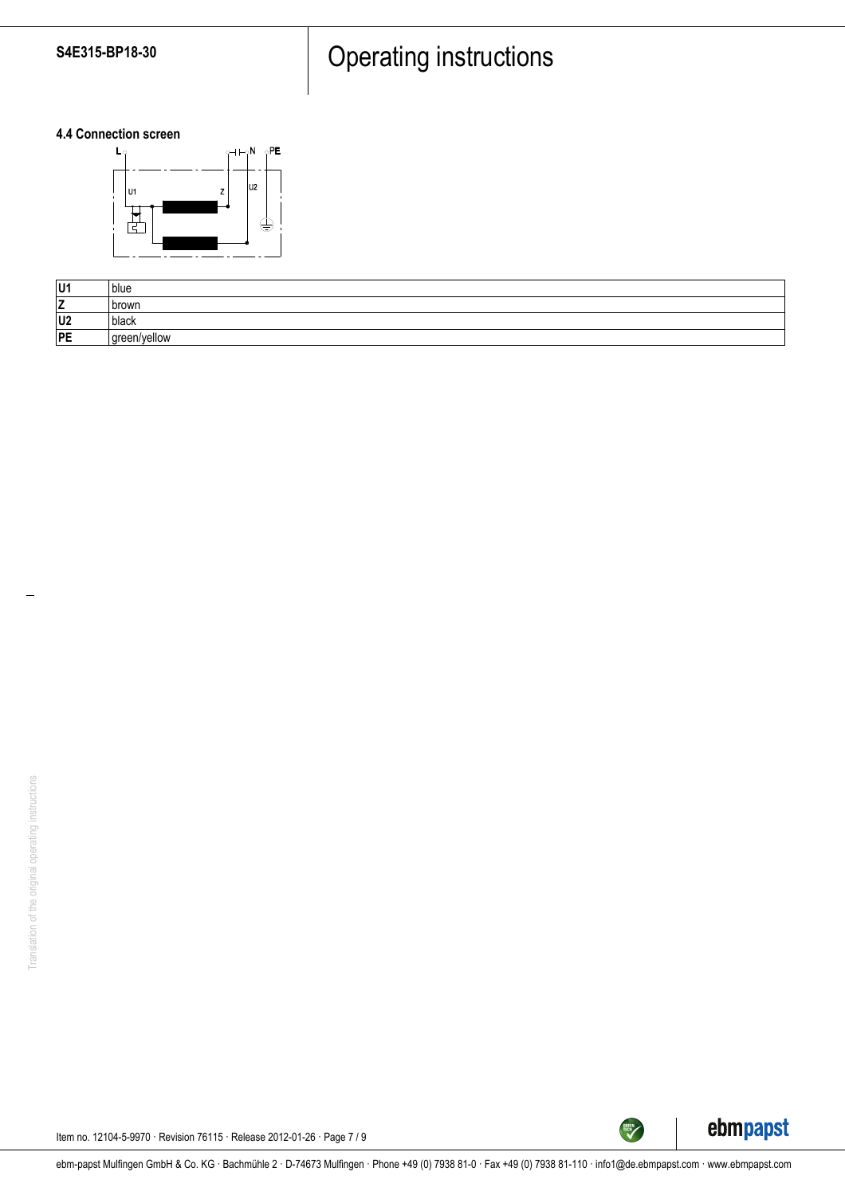### 4.4 Connection screen

| U1 | blue |
|---|---|
| Z | brown |
| U2 | black |
| PE | green/yellow |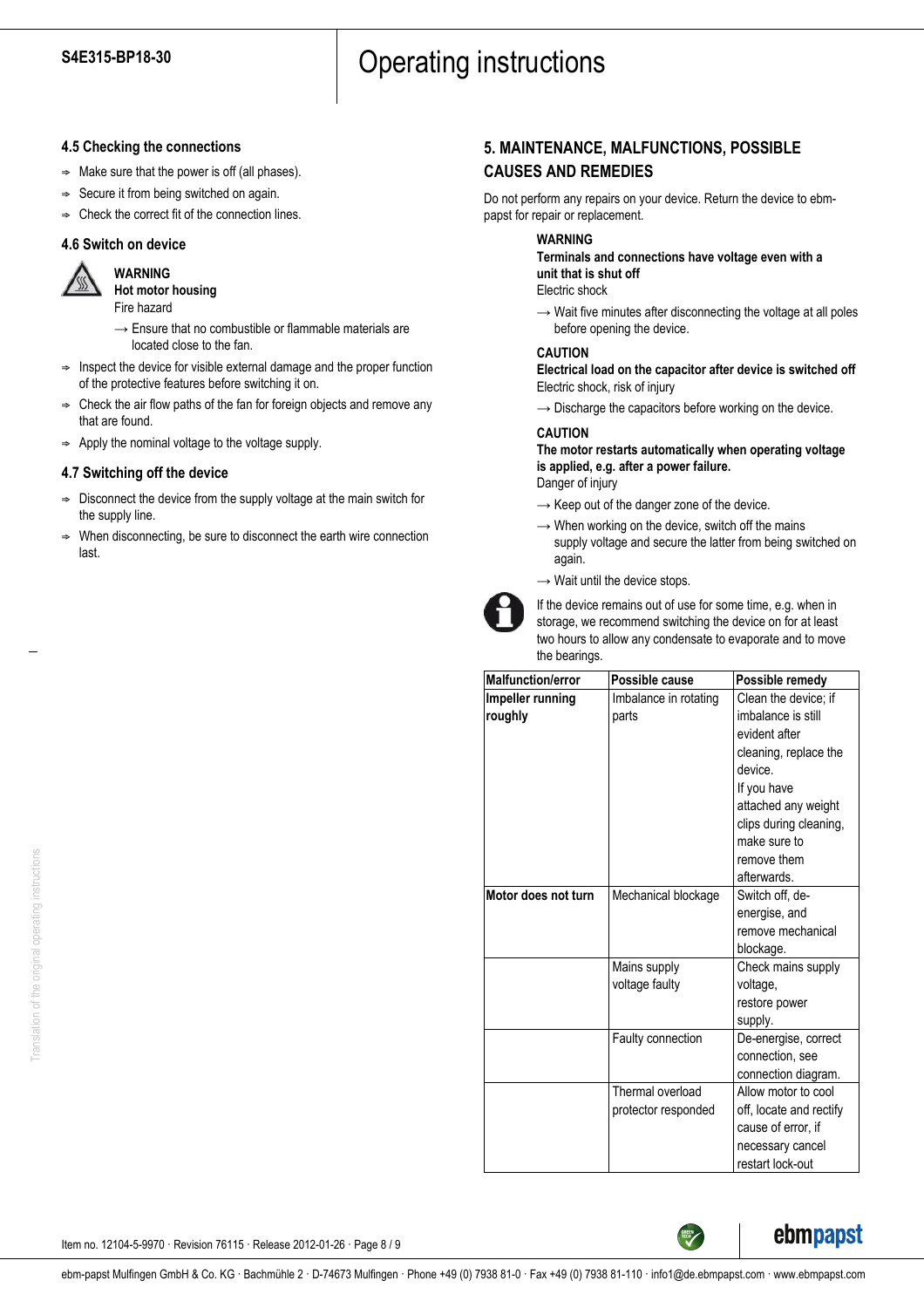### 4.5 Checking the connections

- ⇒ Make sure that the power is off (all phases).
- ⇒ Secure it from being switched on again.
- ⇒ Check the correct fit of the connection lines.

### 4.6 Switch on device

**WARNING**
**Hot motor housing**
Fire hazard

→ Ensure that no combustible or flammable materials are located close to the fan.

- ⇒ Inspect the device for visible external damage and the proper function of the protective features before switching it on.
- ⇒ Check the air flow paths of the fan for foreign objects and remove any that are found.
- ⇒ Apply the nominal voltage to the voltage supply.

### 4.7 Switching off the device

- ⇒ Disconnect the device from the supply voltage at the main switch for the supply line.
- ⇒ When disconnecting, be sure to disconnect the earth wire connection last.

## 5. MAINTENANCE, MALFUNCTIONS, POSSIBLE CAUSES AND REMEDIES

Do not perform any repairs on your device. Return the device to ebm-papst for repair or replacement.

**WARNING**
**Terminals and connections have voltage even with a unit that is shut off**
Electric shock

→ Wait five minutes after disconnecting the voltage at all poles before opening the device.

**CAUTION**
**Electrical load on the capacitor after device is switched off**
Electric shock, risk of injury

→ Discharge the capacitors before working on the device.

**CAUTION**
**The motor restarts automatically when operating voltage is applied, e.g. after a power failure.**
Danger of injury

→ Keep out of the danger zone of the device.

→ When working on the device, switch off the mains supply voltage and secure the latter from being switched on again.

→ Wait until the device stops.

If the device remains out of use for some time, e.g. when in storage, we recommend switching the device on for at least two hours to allow any condensate to evaporate and to move the bearings.

| Malfunction/error | Possible cause | Possible remedy |
|---|---|---|
| **Impeller running roughly** | Imbalance in rotating parts | Clean the device; if imbalance is still evident after cleaning, replace the device. If you have attached any weight clips during cleaning, make sure to remove them afterwards. |
| **Motor does not turn** | Mechanical blockage | Switch off, de-energise, and remove mechanical blockage. |
| | Mains supply voltage faulty | Check mains supply voltage, restore power supply. |
| | Faulty connection | De-energise, correct connection, see connection diagram. |
| | Thermal overload protector responded | Allow motor to cool off, locate and rectify cause of error, if necessary cancel restart lock-out |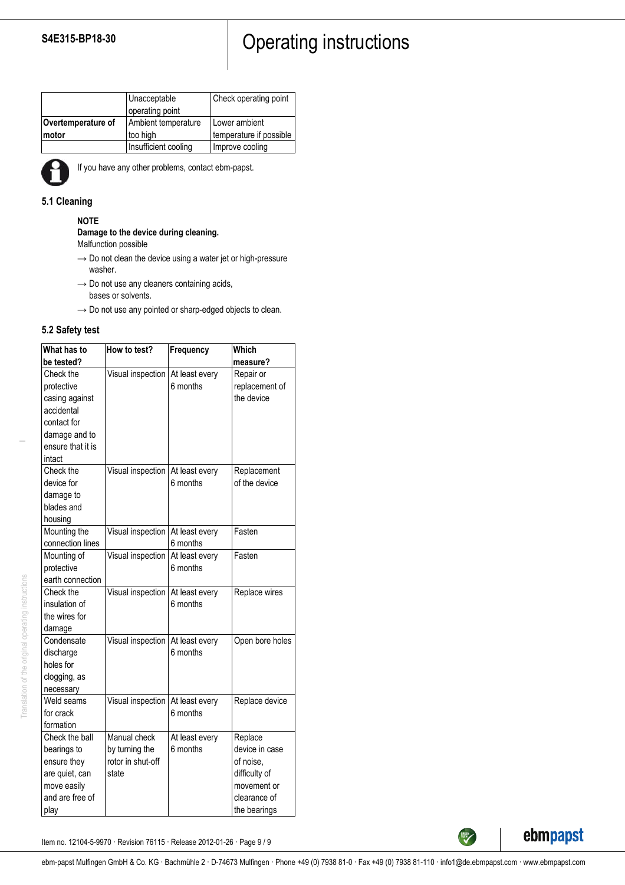| | | |
|---|---|---|
| | Unacceptable operating point | Check operating point |
| **Overtemperature of motor** | Ambient temperature too high | Lower ambient temperature if possible |
| | Insufficient cooling | Improve cooling |

If you have any other problems, contact ebm-papst.

### 5.1 Cleaning

**NOTE**

**Damage to the device during cleaning.**

Malfunction possible

→ Do not clean the device using a water jet or high-pressure washer.

→ Do not use any cleaners containing acids, bases or solvents.

→ Do not use any pointed or sharp-edged objects to clean.

### 5.2 Safety test

| What has to be tested? | How to test? | Frequency | Which measure? |
|---|---|---|---|
| Check the protective casing against accidental contact for damage and to ensure that it is intact | Visual inspection | At least every 6 months | Repair or replacement of the device |
| Check the device for damage to blades and housing | Visual inspection | At least every 6 months | Replacement of the device |
| Mounting the connection lines | Visual inspection | At least every 6 months | Fasten |
| Mounting of protective earth connection | Visual inspection | At least every 6 months | Fasten |
| Check the insulation of the wires for damage | Visual inspection | At least every 6 months | Replace wires |
| Condensate discharge holes for clogging, as necessary | Visual inspection | At least every 6 months | Open bore holes |
| Weld seams for crack formation | Visual inspection | At least every 6 months | Replace device |
| Check the ball bearings to ensure they are quiet, can move easily and are free of play | Manual check by turning the rotor in shut-off state | At least every 6 months | Replace device in case of noise, difficulty of movement or clearance of the bearings |